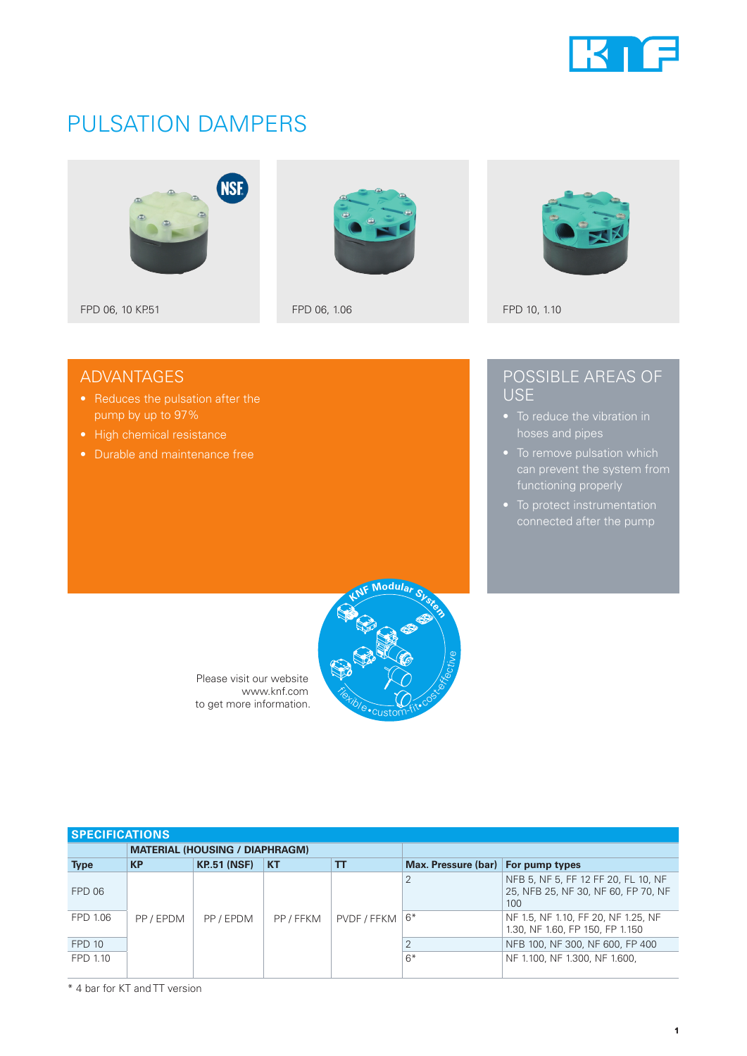# PULSATION DAMPERS

FPD 06, 10 KP.51

FPD 06, 1.06

FPD 10, 1.10

## ADVANTAGES

- Reduces the pulsation after the pump by up to 97%
- High chemical resistance
- Durable and maintenance free

## POSSIBLE AREAS OF USE

- To reduce the vibration in hoses and pipes
- To remove pulsation which can prevent the system from functioning properly
- To protect instrumentation connected after the pump

Please visit our website www.knf.com to get more information.

KNF Modular System

flexible • custom-fit • cost-effective

## SPECIFICATIONS

| | MATERIAL (HOUSING / DIAPHRAGM) | | | | | |
|---|---|---|---|---|---|---|
| **Type** | **KP** | **KP.51 (NSF)** | **KT** | **TT** | **Max. Pressure (bar)** | **For pump types** |
| FPD 06 | PP / EPDM | PP / EPDM | PP / FFKM | PVDF / FFKM | 2 | NFB 5, NF 5, FF 12 FF 20, FL 10, NF 25, NFB 25, NF 30, NF 60, FP 70, NF 100 |
| FPD 1.06 | | | | | 6* | NF 1.5, NF 1.10, FF 20, NF 1.25, NF 1.30, NF 1.60, FP 150, FP 1.150 |
| FPD 10 | | | | | 2 | NFB 100, NF 300, NF 600, FP 400 |
| FPD 1.10 | | | | | 6* | NF 1.100, NF 1.300, NF 1.600, |

\* 4 bar for KT and TT version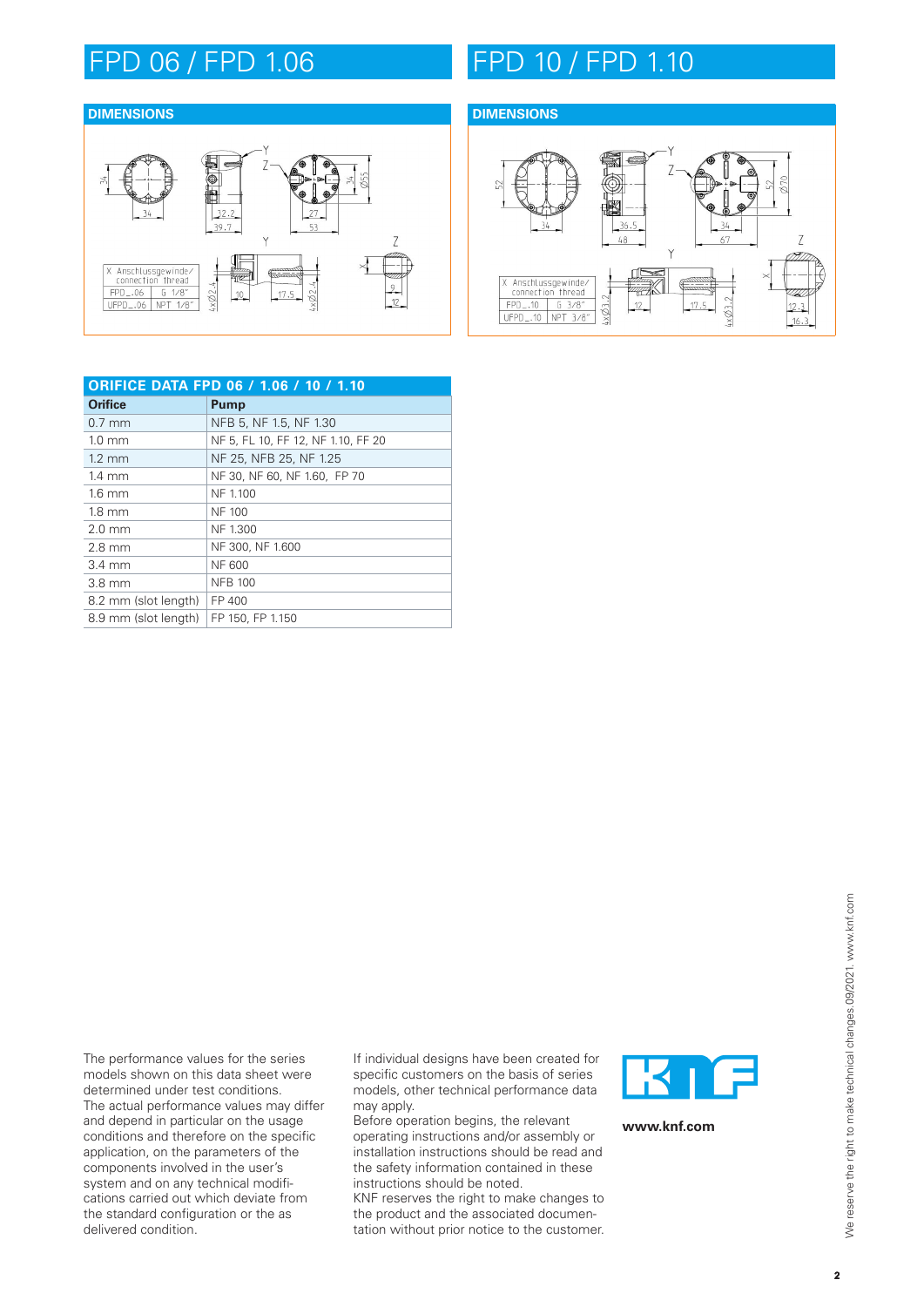# FPD 06 / FPD 1.06

## DIMENSIONS

| X Anschlussgewinde/ connection thread | |
|---|---|
| FPD_.06 | G 1/8" |
| UFPD_.06 | NPT 1/8" |

# FPD 10 / FPD 1.10

## DIMENSIONS

| X Anschlussgewinde/ connection thread | |
|---|---|
| FPD_.10 | G 3/8" |
| UFPD_.10 | NPT 3/8" |

## ORIFICE DATA FPD 06 / 1.06 / 10 / 1.10

| Orifice | Pump |
|---|---|
| 0.7 mm | NFB 5, NF 1.5, NF 1.30 |
| 1.0 mm | NF 5, FL 10, FF 12, NF 1.10, FF 20 |
| 1.2 mm | NF 25, NFB 25, NF 1.25 |
| 1.4 mm | NF 30, NF 60, NF 1.60, FP 70 |
| 1.6 mm | NF 1.100 |
| 1.8 mm | NF 100 |
| 2.0 mm | NF 1.300 |
| 2.8 mm | NF 300, NF 1.600 |
| 3.4 mm | NF 600 |
| 3.8 mm | NFB 100 |
| 8.2 mm (slot length) | FP 400 |
| 8.9 mm (slot length) | FP 150, FP 1.150 |

The performance values for the series models shown on this data sheet were determined under test conditions. The actual performance values may differ and depend in particular on the usage conditions and therefore on the specific application, on the parameters of the components involved in the user's system and on any technical modifications carried out which deviate from the standard configuration or the as delivered condition.

If individual designs have been created for specific customers on the basis of series models, other technical performance data may apply.
Before operation begins, the relevant operating instructions and/or assembly or installation instructions should be read and the safety information contained in these instructions should be noted.
KNF reserves the right to make changes to the product and the associated documentation without prior notice to the customer.

**www.knf.com**

We reserve the right to make technical changes.09/2021. www.knf.com